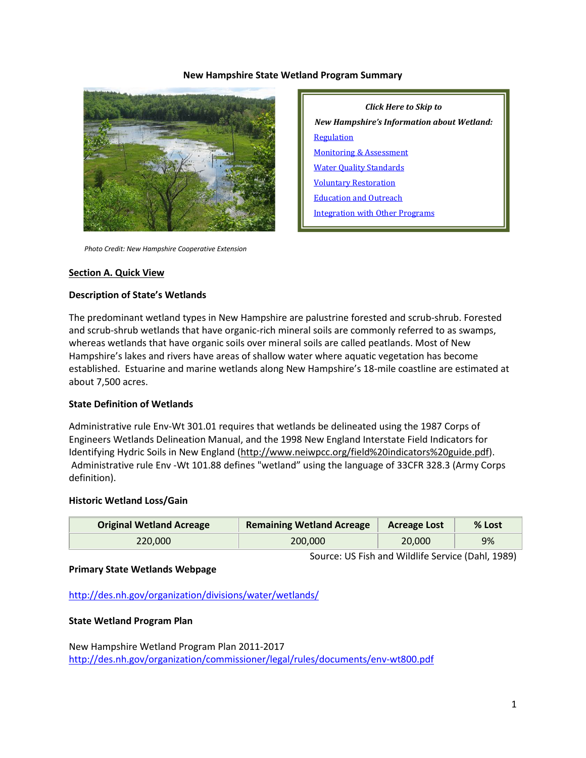# New Hampshire State Wetland Program Summary

*Click Here to Skip to*

***New Hampshire's Information about Wetland:***

[Regulation]

[Monitoring & Assessment]

[Water Quality Standards]

[Voluntary Restoration]

[Education and Outreach]

[Integration with Other Programs]

*Photo Credit: New Hampshire Cooperative Extension*

## Section A. Quick View

### Description of State's Wetlands

The predominant wetland types in New Hampshire are palustrine forested and scrub-shrub. Forested and scrub-shrub wetlands that have organic-rich mineral soils are commonly referred to as swamps, whereas wetlands that have organic soils over mineral soils are called peatlands. Most of New Hampshire's lakes and rivers have areas of shallow water where aquatic vegetation has become established. Estuarine and marine wetlands along New Hampshire's 18-mile coastline are estimated at about 7,500 acres.

### State Definition of Wetlands

Administrative rule Env-Wt 301.01 requires that wetlands be delineated using the 1987 Corps of Engineers Wetlands Delineation Manual, and the 1998 New England Interstate Field Indicators for Identifying Hydric Soils in New England (http://www.neiwpcc.org/field%20indicators%20guide.pdf). Administrative rule Env -Wt 101.88 defines "wetland" using the language of 33CFR 328.3 (Army Corps definition).

### Historic Wetland Loss/Gain

| Original Wetland Acreage | Remaining Wetland Acreage | Acreage Lost | % Lost |
|---|---|---|---|
| 220,000 | 200,000 | 20,000 | 9% |

Source: US Fish and Wildlife Service (Dahl, 1989)

### Primary State Wetlands Webpage

http://des.nh.gov/organization/divisions/water/wetlands/

### State Wetland Program Plan

New Hampshire Wetland Program Plan 2011-2017
http://des.nh.gov/organization/commissioner/legal/rules/documents/env-wt800.pdf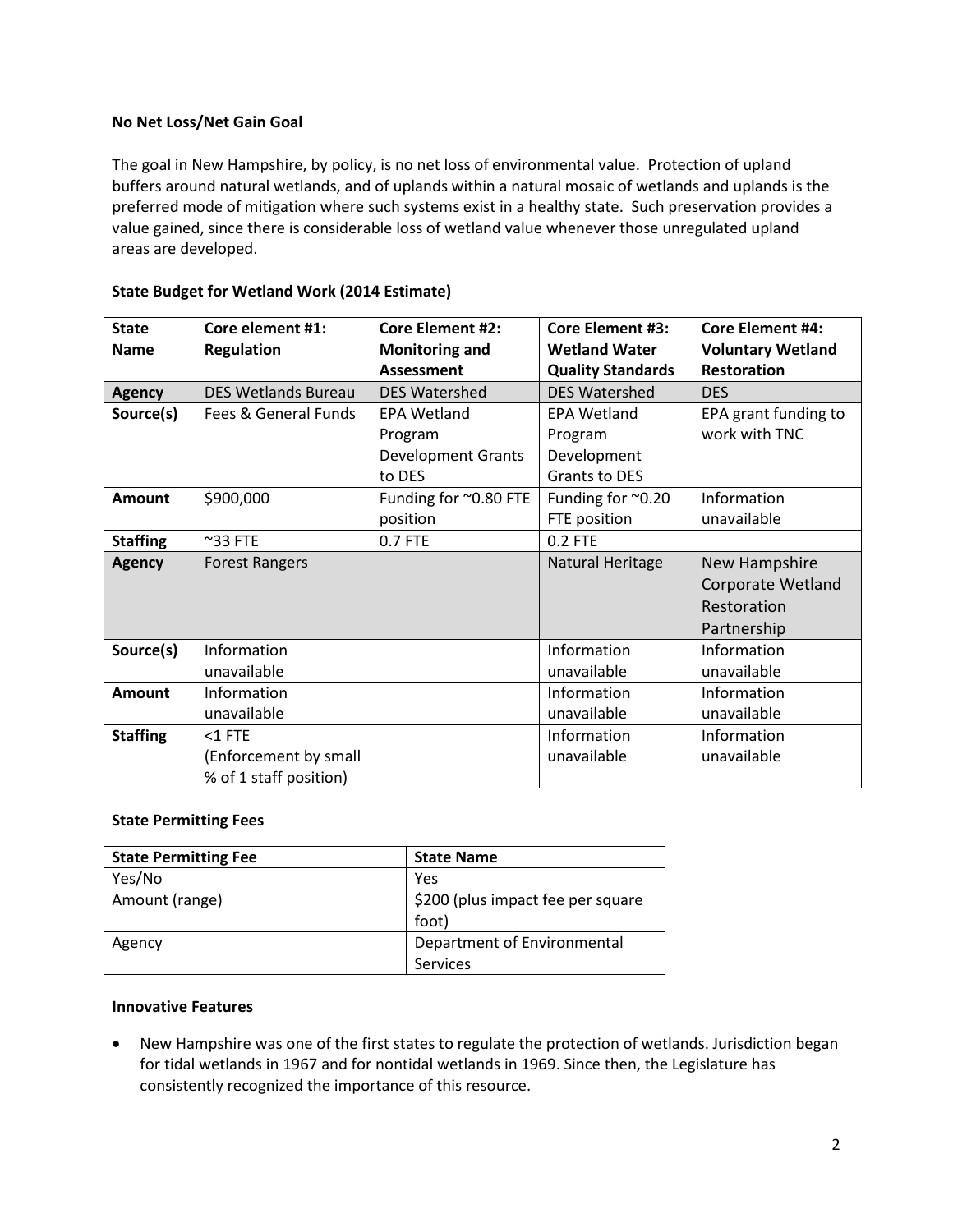**No Net Loss/Net Gain Goal**

The goal in New Hampshire, by policy, is no net loss of environmental value. Protection of upland buffers around natural wetlands, and of uplands within a natural mosaic of wetlands and uplands is the preferred mode of mitigation where such systems exist in a healthy state. Such preservation provides a value gained, since there is considerable loss of wetland value whenever those unregulated upland areas are developed.

**State Budget for Wetland Work (2014 Estimate)**

| State Name | Core element #1: Regulation | Core Element #2: Monitoring and Assessment | Core Element #3: Wetland Water Quality Standards | Core Element #4: Voluntary Wetland Restoration |
|---|---|---|---|---|
| **Agency** | DES Wetlands Bureau | DES Watershed | DES Watershed | DES |
| **Source(s)** | Fees & General Funds | EPA Wetland Program Development Grants to DES | EPA Wetland Program Development Grants to DES | EPA grant funding to work with TNC |
| **Amount** | $900,000 | Funding for ~0.80 FTE position | Funding for ~0.20 FTE position | Information unavailable |
| **Staffing** | ~33 FTE | 0.7 FTE | 0.2 FTE | |
| **Agency** | Forest Rangers | | Natural Heritage | New Hampshire Corporate Wetland Restoration Partnership |
| **Source(s)** | Information unavailable | | Information unavailable | Information unavailable |
| **Amount** | Information unavailable | | Information unavailable | Information unavailable |
| **Staffing** | <1 FTE (Enforcement by small % of 1 staff position) | | Information unavailable | Information unavailable |

**State Permitting Fees**

| State Permitting Fee | State Name |
|---|---|
| Yes/No | Yes |
| Amount (range) | $200 (plus impact fee per square foot) |
| Agency | Department of Environmental Services |

**Innovative Features**

- New Hampshire was one of the first states to regulate the protection of wetlands. Jurisdiction began for tidal wetlands in 1967 and for nontidal wetlands in 1969. Since then, the Legislature has consistently recognized the importance of this resource.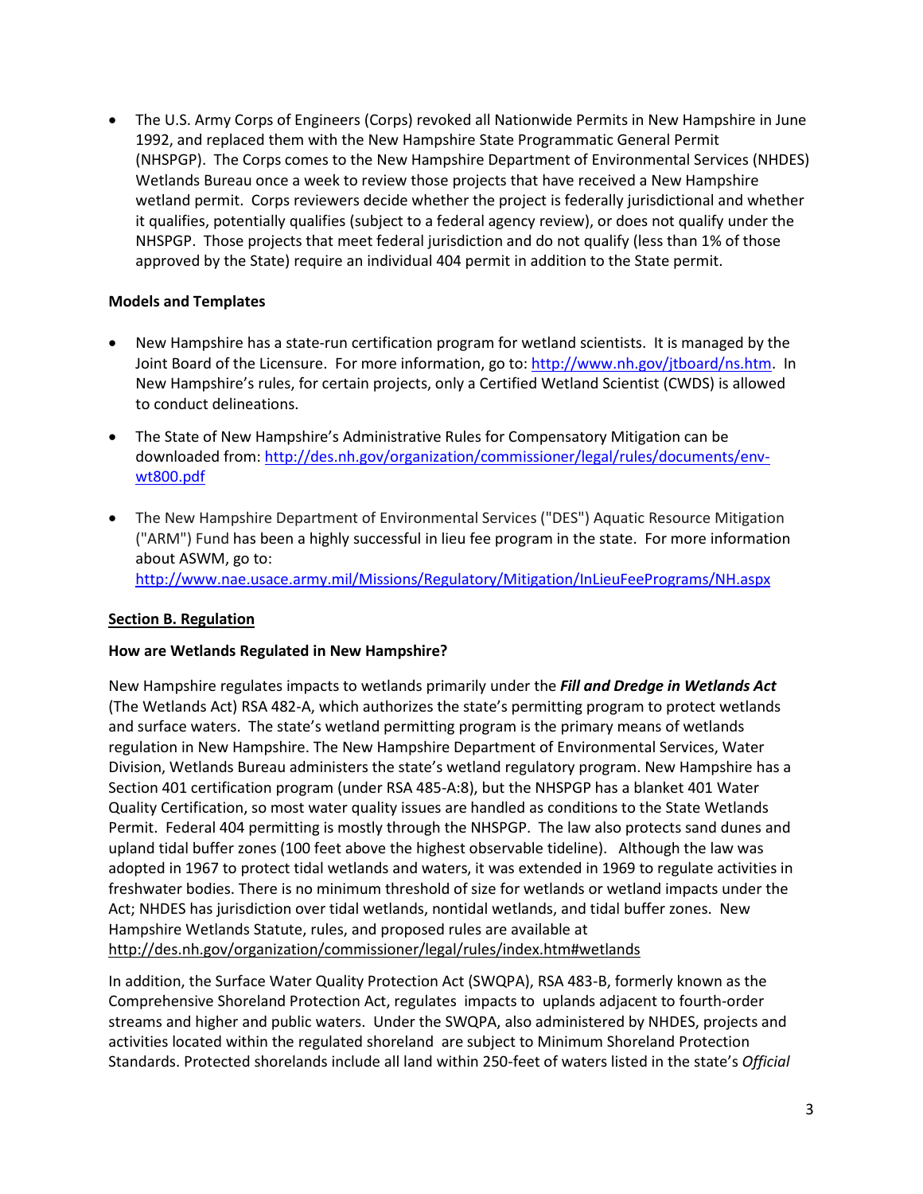- The U.S. Army Corps of Engineers (Corps) revoked all Nationwide Permits in New Hampshire in June 1992, and replaced them with the New Hampshire State Programmatic General Permit (NHSPGP). The Corps comes to the New Hampshire Department of Environmental Services (NHDES) Wetlands Bureau once a week to review those projects that have received a New Hampshire wetland permit. Corps reviewers decide whether the project is federally jurisdictional and whether it qualifies, potentially qualifies (subject to a federal agency review), or does not qualify under the NHSPGP. Those projects that meet federal jurisdiction and do not qualify (less than 1% of those approved by the State) require an individual 404 permit in addition to the State permit.

**Models and Templates**

- New Hampshire has a state-run certification program for wetland scientists. It is managed by the Joint Board of the Licensure. For more information, go to: http://www.nh.gov/jtboard/ns.htm. In New Hampshire's rules, for certain projects, only a Certified Wetland Scientist (CWDS) is allowed to conduct delineations.

- The State of New Hampshire's Administrative Rules for Compensatory Mitigation can be downloaded from: http://des.nh.gov/organization/commissioner/legal/rules/documents/env-wt800.pdf

- The New Hampshire Department of Environmental Services ("DES") Aquatic Resource Mitigation ("ARM") Fund has been a highly successful in lieu fee program in the state. For more information about ASWM, go to: http://www.nae.usace.army.mil/Missions/Regulatory/Mitigation/InLieuFeePrograms/NH.aspx

## Section B. Regulation

**How are Wetlands Regulated in New Hampshire?**

New Hampshire regulates impacts to wetlands primarily under the ***Fill and Dredge in Wetlands Act*** (The Wetlands Act) RSA 482-A, which authorizes the state's permitting program to protect wetlands and surface waters. The state's wetland permitting program is the primary means of wetlands regulation in New Hampshire. The New Hampshire Department of Environmental Services, Water Division, Wetlands Bureau administers the state's wetland regulatory program. New Hampshire has a Section 401 certification program (under RSA 485-A:8), but the NHSPGP has a blanket 401 Water Quality Certification, so most water quality issues are handled as conditions to the State Wetlands Permit. Federal 404 permitting is mostly through the NHSPGP. The law also protects sand dunes and upland tidal buffer zones (100 feet above the highest observable tideline). Although the law was adopted in 1967 to protect tidal wetlands and waters, it was extended in 1969 to regulate activities in freshwater bodies. There is no minimum threshold of size for wetlands or wetland impacts under the Act; NHDES has jurisdiction over tidal wetlands, nontidal wetlands, and tidal buffer zones. New Hampshire Wetlands Statute, rules, and proposed rules are available at http://des.nh.gov/organization/commissioner/legal/rules/index.htm#wetlands

In addition, the Surface Water Quality Protection Act (SWQPA), RSA 483-B, formerly known as the Comprehensive Shoreland Protection Act, regulates impacts to uplands adjacent to fourth-order streams and higher and public waters. Under the SWQPA, also administered by NHDES, projects and activities located within the regulated shoreland are subject to Minimum Shoreland Protection Standards. Protected shorelands include all land within 250-feet of waters listed in the state's *Official*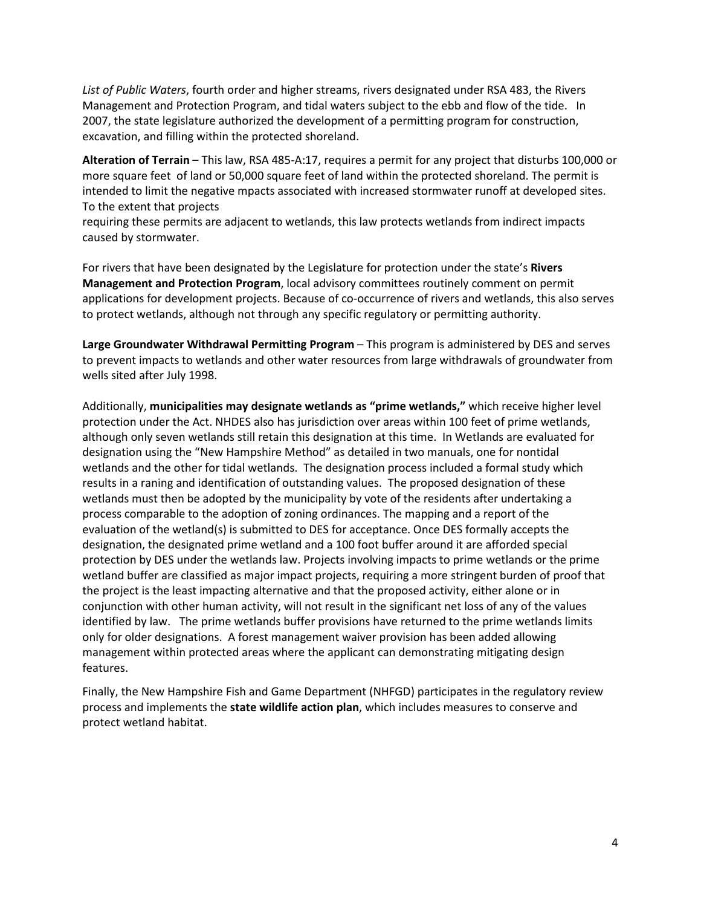*List of Public Waters*, fourth order and higher streams, rivers designated under RSA 483, the Rivers Management and Protection Program, and tidal waters subject to the ebb and flow of the tide. In 2007, the state legislature authorized the development of a permitting program for construction, excavation, and filling within the protected shoreland.

**Alteration of Terrain** – This law, RSA 485-A:17, requires a permit for any project that disturbs 100,000 or more square feet of land or 50,000 square feet of land within the protected shoreland. The permit is intended to limit the negative mpacts associated with increased stormwater runoff at developed sites. To the extent that projects
requiring these permits are adjacent to wetlands, this law protects wetlands from indirect impacts caused by stormwater.

For rivers that have been designated by the Legislature for protection under the state's **Rivers Management and Protection Program**, local advisory committees routinely comment on permit applications for development projects. Because of co-occurrence of rivers and wetlands, this also serves to protect wetlands, although not through any specific regulatory or permitting authority.

**Large Groundwater Withdrawal Permitting Program** – This program is administered by DES and serves to prevent impacts to wetlands and other water resources from large withdrawals of groundwater from wells sited after July 1998.

Additionally, **municipalities may designate wetlands as "prime wetlands,"** which receive higher level protection under the Act. NHDES also has jurisdiction over areas within 100 feet of prime wetlands, although only seven wetlands still retain this designation at this time. In Wetlands are evaluated for designation using the "New Hampshire Method" as detailed in two manuals, one for nontidal wetlands and the other for tidal wetlands. The designation process included a formal study which results in a raning and identification of outstanding values. The proposed designation of these wetlands must then be adopted by the municipality by vote of the residents after undertaking a process comparable to the adoption of zoning ordinances. The mapping and a report of the evaluation of the wetland(s) is submitted to DES for acceptance. Once DES formally accepts the designation, the designated prime wetland and a 100 foot buffer around it are afforded special protection by DES under the wetlands law. Projects involving impacts to prime wetlands or the prime wetland buffer are classified as major impact projects, requiring a more stringent burden of proof that the project is the least impacting alternative and that the proposed activity, either alone or in conjunction with other human activity, will not result in the significant net loss of any of the values identified by law. The prime wetlands buffer provisions have returned to the prime wetlands limits only for older designations. A forest management waiver provision has been added allowing management within protected areas where the applicant can demonstrating mitigating design features.

Finally, the New Hampshire Fish and Game Department (NHFGD) participates in the regulatory review process and implements the **state wildlife action plan**, which includes measures to conserve and protect wetland habitat.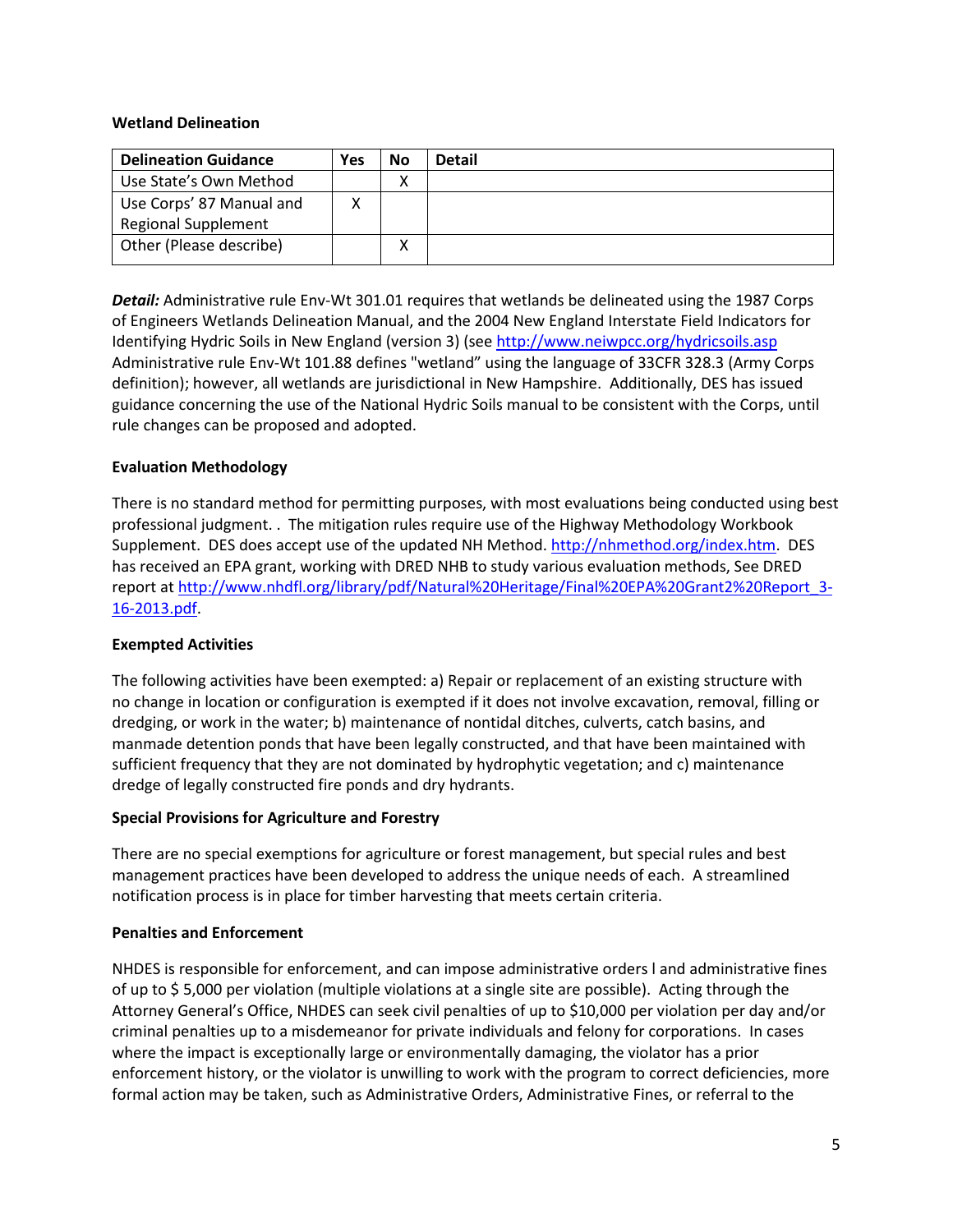**Wetland Delineation**

| Delineation Guidance | Yes | No | Detail |
|---|---|---|---|
| Use State's Own Method | | X | |
| Use Corps' 87 Manual and Regional Supplement | X | | |
| Other (Please describe) | | X | |

***Detail:*** Administrative rule Env-Wt 301.01 requires that wetlands be delineated using the 1987 Corps of Engineers Wetlands Delineation Manual, and the 2004 New England Interstate Field Indicators for Identifying Hydric Soils in New England (version 3) (see http://www.neiwpcc.org/hydricsoils.asp Administrative rule Env-Wt 101.88 defines "wetland" using the language of 33CFR 328.3 (Army Corps definition); however, all wetlands are jurisdictional in New Hampshire. Additionally, DES has issued guidance concerning the use of the National Hydric Soils manual to be consistent with the Corps, until rule changes can be proposed and adopted.

**Evaluation Methodology**

There is no standard method for permitting purposes, with most evaluations being conducted using best professional judgment. . The mitigation rules require use of the Highway Methodology Workbook Supplement. DES does accept use of the updated NH Method. http://nhmethod.org/index.htm. DES has received an EPA grant, working with DRED NHB to study various evaluation methods, See DRED report at http://www.nhdfl.org/library/pdf/Natural%20Heritage/Final%20EPA%20Grant2%20Report_3-16-2013.pdf.

**Exempted Activities**

The following activities have been exempted: a) Repair or replacement of an existing structure with no change in location or configuration is exempted if it does not involve excavation, removal, filling or dredging, or work in the water; b) maintenance of nontidal ditches, culverts, catch basins, and manmade detention ponds that have been legally constructed, and that have been maintained with sufficient frequency that they are not dominated by hydrophytic vegetation; and c) maintenance dredge of legally constructed fire ponds and dry hydrants.

**Special Provisions for Agriculture and Forestry**

There are no special exemptions for agriculture or forest management, but special rules and best management practices have been developed to address the unique needs of each. A streamlined notification process is in place for timber harvesting that meets certain criteria.

**Penalties and Enforcement**

NHDES is responsible for enforcement, and can impose administrative orders l and administrative fines of up to $ 5,000 per violation (multiple violations at a single site are possible). Acting through the Attorney General's Office, NHDES can seek civil penalties of up to $10,000 per violation per day and/or criminal penalties up to a misdemeanor for private individuals and felony for corporations. In cases where the impact is exceptionally large or environmentally damaging, the violator has a prior enforcement history, or the violator is unwilling to work with the program to correct deficiencies, more formal action may be taken, such as Administrative Orders, Administrative Fines, or referral to the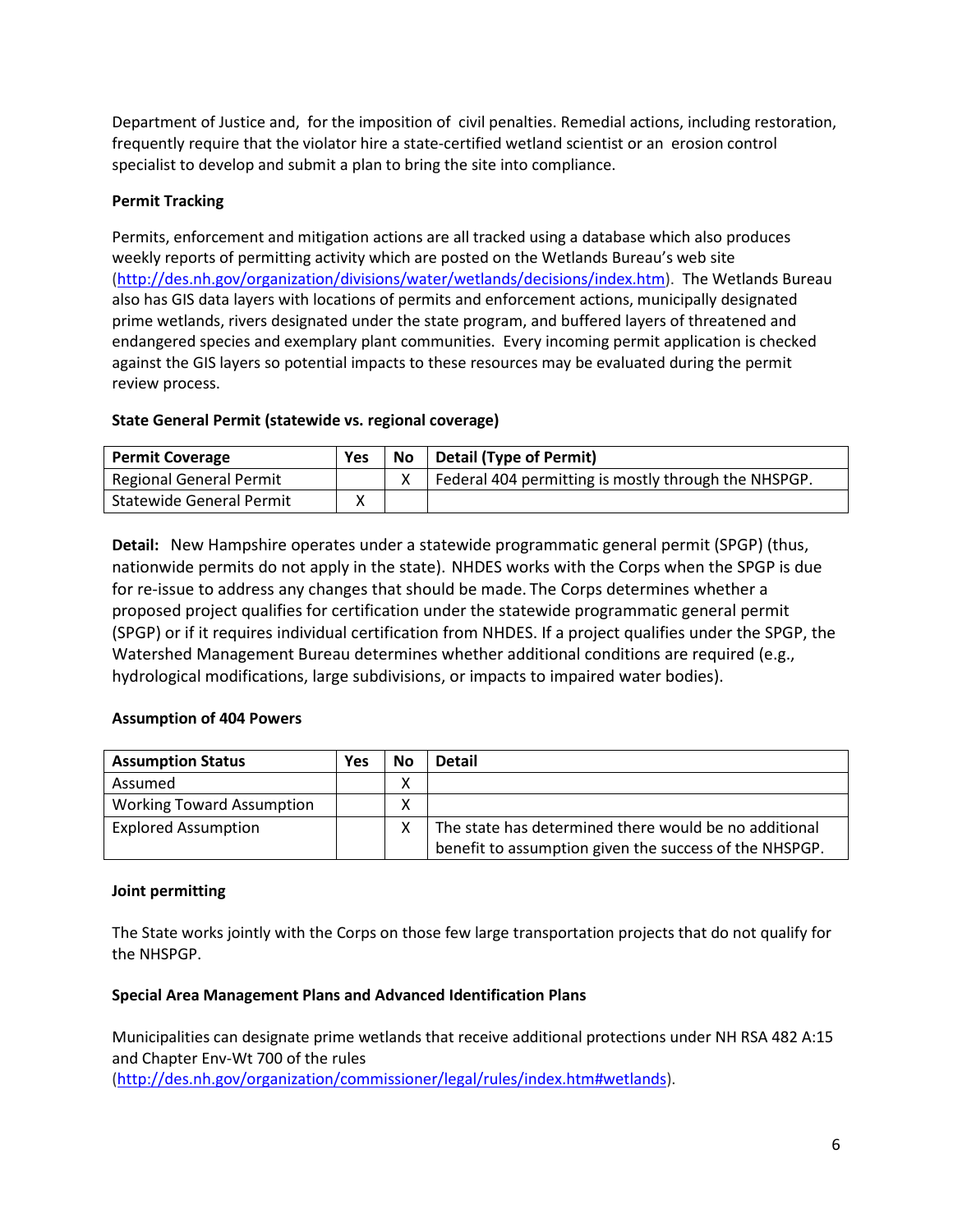Department of Justice and, for the imposition of civil penalties. Remedial actions, including restoration, frequently require that the violator hire a state-certified wetland scientist or an erosion control specialist to develop and submit a plan to bring the site into compliance.

**Permit Tracking**

Permits, enforcement and mitigation actions are all tracked using a database which also produces weekly reports of permitting activity which are posted on the Wetlands Bureau's web site (http://des.nh.gov/organization/divisions/water/wetlands/decisions/index.htm). The Wetlands Bureau also has GIS data layers with locations of permits and enforcement actions, municipally designated prime wetlands, rivers designated under the state program, and buffered layers of threatened and endangered species and exemplary plant communities. Every incoming permit application is checked against the GIS layers so potential impacts to these resources may be evaluated during the permit review process.

**State General Permit (statewide vs. regional coverage)**

| **Permit Coverage** | **Yes** | **No** | **Detail (Type of Permit)** |
|---|---|---|---|
| Regional General Permit | | X | Federal 404 permitting is mostly through the NHSPGP. |
| Statewide General Permit | X | | |

**Detail:** New Hampshire operates under a statewide programmatic general permit (SPGP) (thus, nationwide permits do not apply in the state). NHDES works with the Corps when the SPGP is due for re-issue to address any changes that should be made. The Corps determines whether a proposed project qualifies for certification under the statewide programmatic general permit (SPGP) or if it requires individual certification from NHDES. If a project qualifies under the SPGP, the Watershed Management Bureau determines whether additional conditions are required (e.g., hydrological modifications, large subdivisions, or impacts to impaired water bodies).

**Assumption of 404 Powers**

| **Assumption Status** | **Yes** | **No** | **Detail** |
|---|---|---|---|
| Assumed | | X | |
| Working Toward Assumption | | X | |
| Explored Assumption | | X | The state has determined there would be no additional benefit to assumption given the success of the NHSPGP. |

**Joint permitting**

The State works jointly with the Corps on those few large transportation projects that do not qualify for the NHSPGP.

**Special Area Management Plans and Advanced Identification Plans**

Municipalities can designate prime wetlands that receive additional protections under NH RSA 482 A:15 and Chapter Env-Wt 700 of the rules (http://des.nh.gov/organization/commissioner/legal/rules/index.htm#wetlands).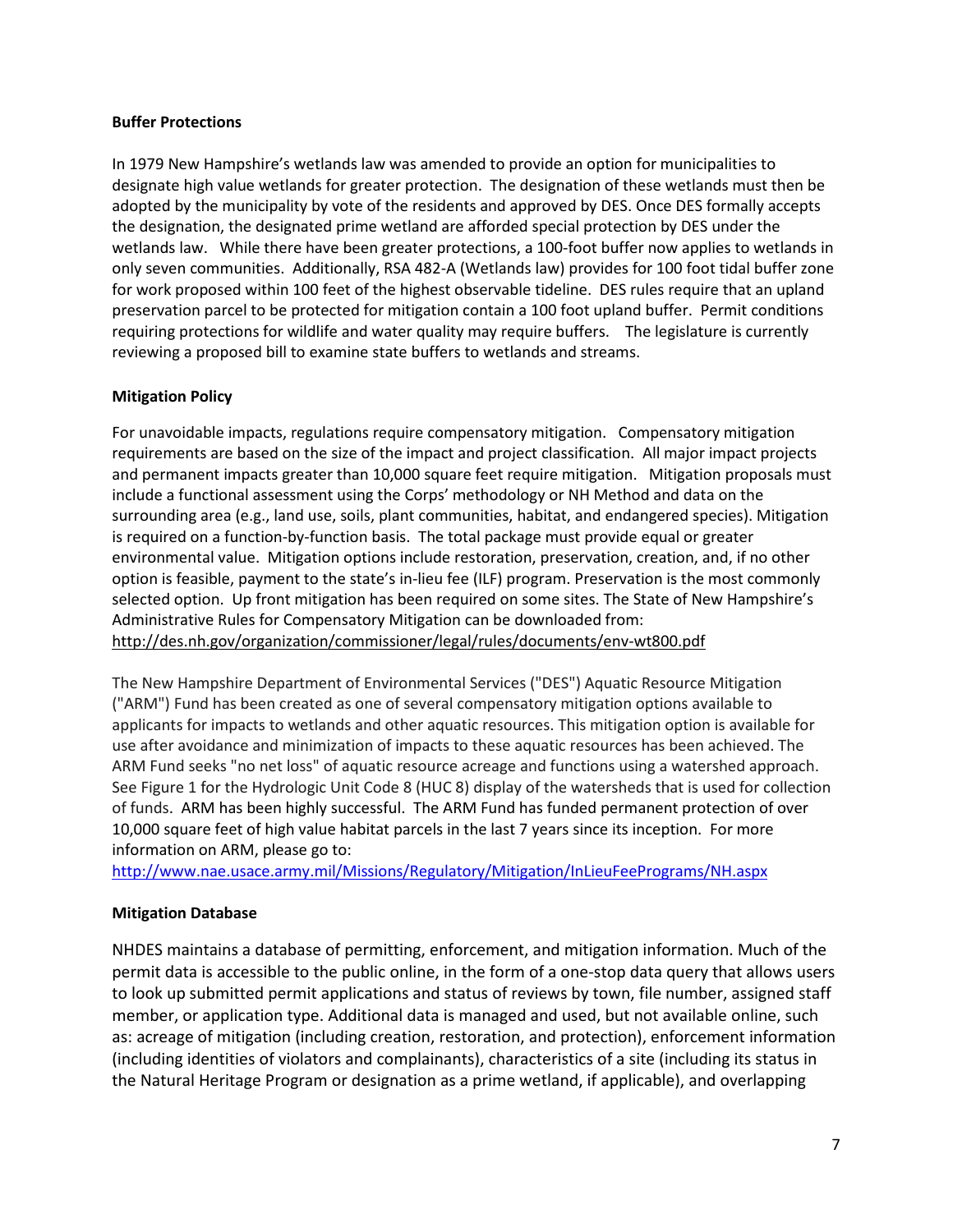**Buffer Protections**

In 1979 New Hampshire's wetlands law was amended to provide an option for municipalities to designate high value wetlands for greater protection. The designation of these wetlands must then be adopted by the municipality by vote of the residents and approved by DES. Once DES formally accepts the designation, the designated prime wetland are afforded special protection by DES under the wetlands law. While there have been greater protections, a 100-foot buffer now applies to wetlands in only seven communities. Additionally, RSA 482-A (Wetlands law) provides for 100 foot tidal buffer zone for work proposed within 100 feet of the highest observable tideline. DES rules require that an upland preservation parcel to be protected for mitigation contain a 100 foot upland buffer. Permit conditions requiring protections for wildlife and water quality may require buffers. The legislature is currently reviewing a proposed bill to examine state buffers to wetlands and streams.

**Mitigation Policy**

For unavoidable impacts, regulations require compensatory mitigation. Compensatory mitigation requirements are based on the size of the impact and project classification. All major impact projects and permanent impacts greater than 10,000 square feet require mitigation. Mitigation proposals must include a functional assessment using the Corps' methodology or NH Method and data on the surrounding area (e.g., land use, soils, plant communities, habitat, and endangered species). Mitigation is required on a function-by-function basis. The total package must provide equal or greater environmental value. Mitigation options include restoration, preservation, creation, and, if no other option is feasible, payment to the state's in-lieu fee (ILF) program. Preservation is the most commonly selected option. Up front mitigation has been required on some sites. The State of New Hampshire's Administrative Rules for Compensatory Mitigation can be downloaded from: http://des.nh.gov/organization/commissioner/legal/rules/documents/env-wt800.pdf

The New Hampshire Department of Environmental Services ("DES") Aquatic Resource Mitigation ("ARM") Fund has been created as one of several compensatory mitigation options available to applicants for impacts to wetlands and other aquatic resources. This mitigation option is available for use after avoidance and minimization of impacts to these aquatic resources has been achieved. The ARM Fund seeks "no net loss" of aquatic resource acreage and functions using a watershed approach. See Figure 1 for the Hydrologic Unit Code 8 (HUC 8) display of the watersheds that is used for collection of funds. ARM has been highly successful. The ARM Fund has funded permanent protection of over 10,000 square feet of high value habitat parcels in the last 7 years since its inception. For more information on ARM, please go to:
http://www.nae.usace.army.mil/Missions/Regulatory/Mitigation/InLieuFeePrograms/NH.aspx

**Mitigation Database**

NHDES maintains a database of permitting, enforcement, and mitigation information. Much of the permit data is accessible to the public online, in the form of a one-stop data query that allows users to look up submitted permit applications and status of reviews by town, file number, assigned staff member, or application type. Additional data is managed and used, but not available online, such as: acreage of mitigation (including creation, restoration, and protection), enforcement information (including identities of violators and complainants), characteristics of a site (including its status in the Natural Heritage Program or designation as a prime wetland, if applicable), and overlapping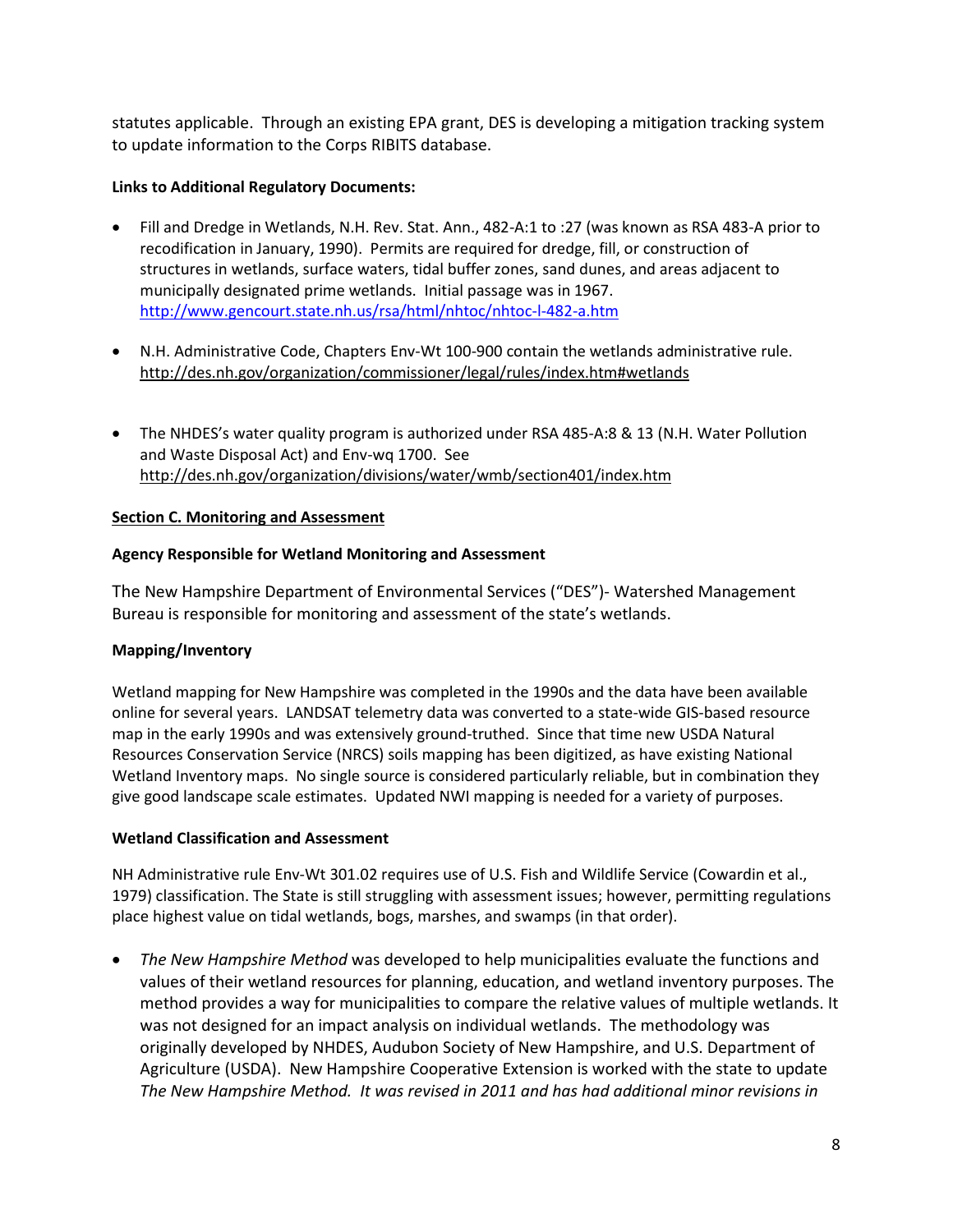statutes applicable. Through an existing EPA grant, DES is developing a mitigation tracking system to update information to the Corps RIBITS database.

**Links to Additional Regulatory Documents:**

- Fill and Dredge in Wetlands, N.H. Rev. Stat. Ann., 482-A:1 to :27 (was known as RSA 483-A prior to recodification in January, 1990). Permits are required for dredge, fill, or construction of structures in wetlands, surface waters, tidal buffer zones, sand dunes, and areas adjacent to municipally designated prime wetlands. Initial passage was in 1967. http://www.gencourt.state.nh.us/rsa/html/nhtoc/nhtoc-l-482-a.htm

- N.H. Administrative Code, Chapters Env-Wt 100-900 contain the wetlands administrative rule. http://des.nh.gov/organization/commissioner/legal/rules/index.htm#wetlands

- The NHDES's water quality program is authorized under RSA 485-A:8 & 13 (N.H. Water Pollution and Waste Disposal Act) and Env-wq 1700. See http://des.nh.gov/organization/divisions/water/wmb/section401/index.htm

## Section C. Monitoring and Assessment

**Agency Responsible for Wetland Monitoring and Assessment**

The New Hampshire Department of Environmental Services ("DES")- Watershed Management Bureau is responsible for monitoring and assessment of the state's wetlands.

**Mapping/Inventory**

Wetland mapping for New Hampshire was completed in the 1990s and the data have been available online for several years. LANDSAT telemetry data was converted to a state-wide GIS-based resource map in the early 1990s and was extensively ground-truthed. Since that time new USDA Natural Resources Conservation Service (NRCS) soils mapping has been digitized, as have existing National Wetland Inventory maps. No single source is considered particularly reliable, but in combination they give good landscape scale estimates. Updated NWI mapping is needed for a variety of purposes.

**Wetland Classification and Assessment**

NH Administrative rule Env-Wt 301.02 requires use of U.S. Fish and Wildlife Service (Cowardin et al., 1979) classification. The State is still struggling with assessment issues; however, permitting regulations place highest value on tidal wetlands, bogs, marshes, and swamps (in that order).

- *The New Hampshire Method* was developed to help municipalities evaluate the functions and values of their wetland resources for planning, education, and wetland inventory purposes. The method provides a way for municipalities to compare the relative values of multiple wetlands. It was not designed for an impact analysis on individual wetlands. The methodology was originally developed by NHDES, Audubon Society of New Hampshire, and U.S. Department of Agriculture (USDA). New Hampshire Cooperative Extension is worked with the state to update *The New Hampshire Method. It was revised in 2011 and has had additional minor revisions in*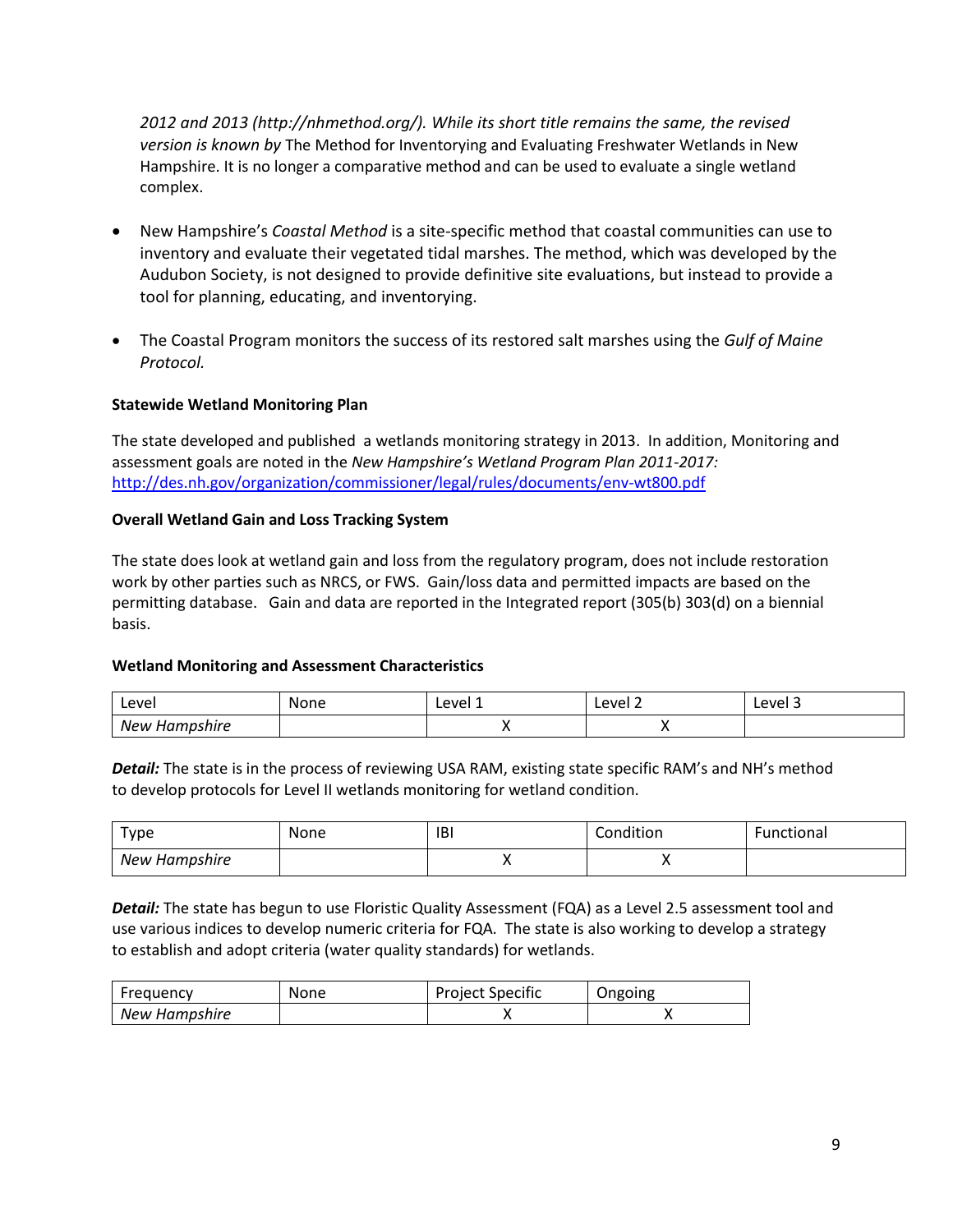*2012 and 2013 (http://nhmethod.org/). While its short title remains the same, the revised version is known by* The Method for Inventorying and Evaluating Freshwater Wetlands in New Hampshire. It is no longer a comparative method and can be used to evaluate a single wetland complex.

- New Hampshire's *Coastal Method* is a site-specific method that coastal communities can use to inventory and evaluate their vegetated tidal marshes. The method, which was developed by the Audubon Society, is not designed to provide definitive site evaluations, but instead to provide a tool for planning, educating, and inventorying.

- The Coastal Program monitors the success of its restored salt marshes using the *Gulf of Maine Protocol.*

**Statewide Wetland Monitoring Plan**

The state developed and published a wetlands monitoring strategy in 2013. In addition, Monitoring and assessment goals are noted in the *New Hampshire's Wetland Program Plan 2011-2017:* http://des.nh.gov/organization/commissioner/legal/rules/documents/env-wt800.pdf

**Overall Wetland Gain and Loss Tracking System**

The state does look at wetland gain and loss from the regulatory program, does not include restoration work by other parties such as NRCS, or FWS. Gain/loss data and permitted impacts are based on the permitting database. Gain and data are reported in the Integrated report (305(b) 303(d) on a biennial basis.

**Wetland Monitoring and Assessment Characteristics**

| Level | None | Level 1 | Level 2 | Level 3 |
|---|---|---|---|---|
| *New Hampshire* | | X | X | |

***Detail:*** The state is in the process of reviewing USA RAM, existing state specific RAM's and NH's method to develop protocols for Level II wetlands monitoring for wetland condition.

| Type | None | IBI | Condition | Functional |
|---|---|---|---|---|
| *New Hampshire* | | X | X | |

***Detail:*** The state has begun to use Floristic Quality Assessment (FQA) as a Level 2.5 assessment tool and use various indices to develop numeric criteria for FQA. The state is also working to develop a strategy to establish and adopt criteria (water quality standards) for wetlands.

| Frequency | None | Project Specific | Ongoing |
|---|---|---|---|
| *New Hampshire* | | X | X |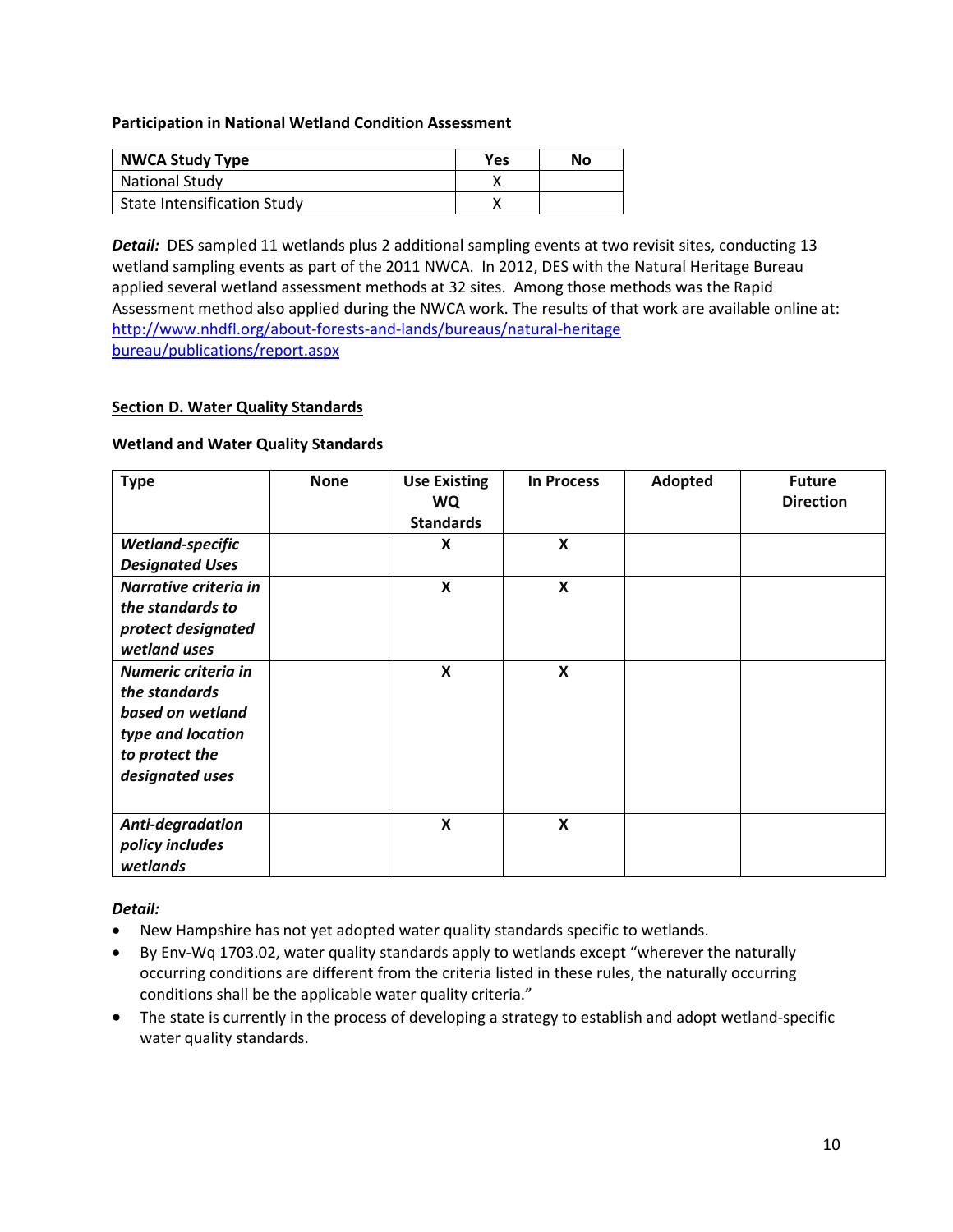**Participation in National Wetland Condition Assessment**

| NWCA Study Type | Yes | No |
|---|---|---|
| National Study | X | |
| State Intensification Study | X | |

***Detail:*** DES sampled 11 wetlands plus 2 additional sampling events at two revisit sites, conducting 13 wetland sampling events as part of the 2011 NWCA. In 2012, DES with the Natural Heritage Bureau applied several wetland assessment methods at 32 sites. Among those methods was the Rapid Assessment method also applied during the NWCA work. The results of that work are available online at: [http://www.nhdfl.org/about-forests-and-lands/bureaus/natural-heritage bureau/publications/report.aspx](http://www.nhdfl.org/about-forests-and-lands/bureaus/natural-heritage-bureau/publications/report.aspx)

**Section D. Water Quality Standards**

**Wetland and Water Quality Standards**

| Type | None | Use Existing WQ Standards | In Process | Adopted | Future Direction |
|---|---|---|---|---|---|
| ***Wetland-specific Designated Uses*** | | **X** | **X** | | |
| ***Narrative criteria in the standards to protect designated wetland uses*** | | **X** | **X** | | |
| ***Numeric criteria in the standards based on wetland type and location to protect the designated uses*** | | **X** | **X** | | |
| ***Anti-degradation policy includes wetlands*** | | **X** | **X** | | |

***Detail:***

- New Hampshire has not yet adopted water quality standards specific to wetlands.
- By Env-Wq 1703.02, water quality standards apply to wetlands except "wherever the naturally occurring conditions are different from the criteria listed in these rules, the naturally occurring conditions shall be the applicable water quality criteria."
- The state is currently in the process of developing a strategy to establish and adopt wetland-specific water quality standards.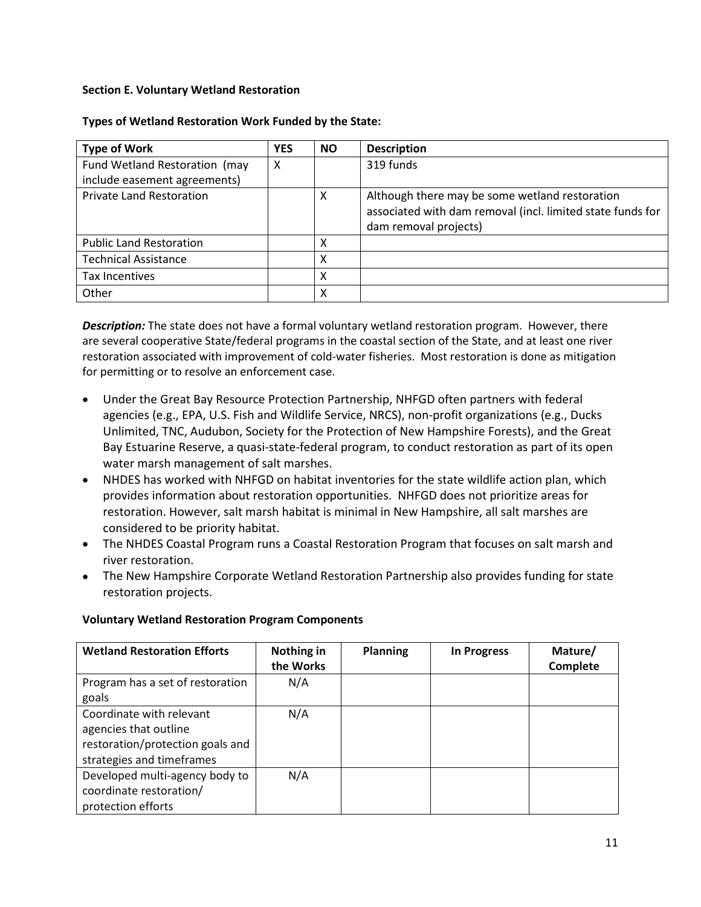**Section E. Voluntary Wetland Restoration**

**Types of Wetland Restoration Work Funded by the State:**

| Type of Work | YES | NO | Description |
|---|---|---|---|
| Fund Wetland Restoration (may include easement agreements) | X | | 319 funds |
| Private Land Restoration | | X | Although there may be some wetland restoration associated with dam removal (incl. limited state funds for dam removal projects) |
| Public Land Restoration | | X | |
| Technical Assistance | | X | |
| Tax Incentives | | X | |
| Other | | X | |

***Description:*** The state does not have a formal voluntary wetland restoration program. However, there are several cooperative State/federal programs in the coastal section of the State, and at least one river restoration associated with improvement of cold-water fisheries. Most restoration is done as mitigation for permitting or to resolve an enforcement case.

- Under the Great Bay Resource Protection Partnership, NHFGD often partners with federal agencies (e.g., EPA, U.S. Fish and Wildlife Service, NRCS), non-profit organizations (e.g., Ducks Unlimited, TNC, Audubon, Society for the Protection of New Hampshire Forests), and the Great Bay Estuarine Reserve, a quasi-state-federal program, to conduct restoration as part of its open water marsh management of salt marshes.
- NHDES has worked with NHFGD on habitat inventories for the state wildlife action plan, which provides information about restoration opportunities. NHFGD does not prioritize areas for restoration. However, salt marsh habitat is minimal in New Hampshire, all salt marshes are considered to be priority habitat.
- The NHDES Coastal Program runs a Coastal Restoration Program that focuses on salt marsh and river restoration.
- The New Hampshire Corporate Wetland Restoration Partnership also provides funding for state restoration projects.

**Voluntary Wetland Restoration Program Components**

| Wetland Restoration Efforts | Nothing in the Works | Planning | In Progress | Mature/ Complete |
|---|---|---|---|---|
| Program has a set of restoration goals | N/A | | | |
| Coordinate with relevant agencies that outline restoration/protection goals and strategies and timeframes | N/A | | | |
| Developed multi-agency body to coordinate restoration/ protection efforts | N/A | | | |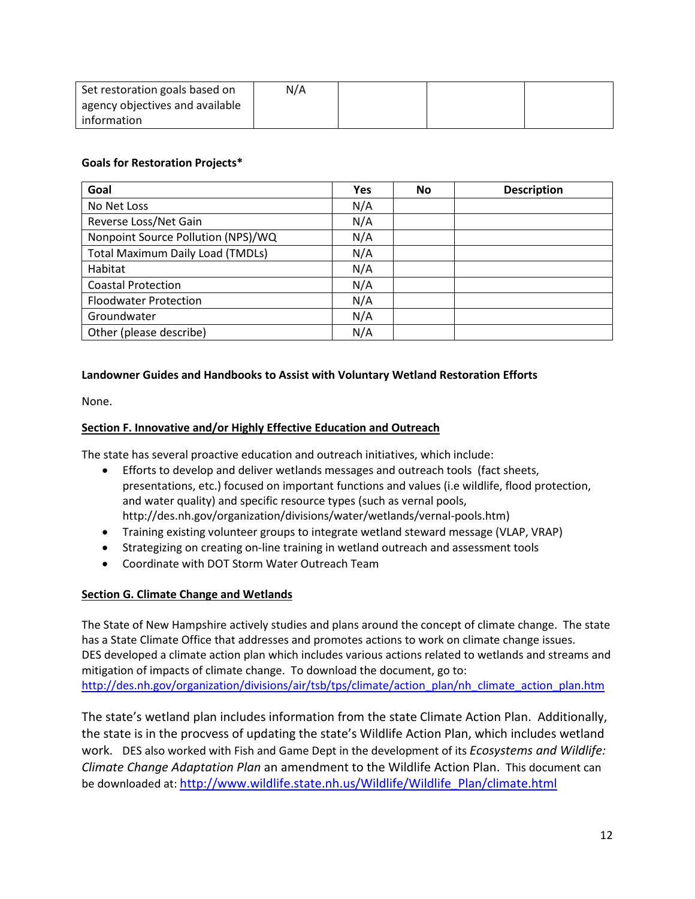| Set restoration goals based on agency objectives and available information | N/A | | | |
|---|---|---|---|---|

**Goals for Restoration Projects***

| Goal | Yes | No | Description |
|---|---|---|---|
| No Net Loss | N/A | | |
| Reverse Loss/Net Gain | N/A | | |
| Nonpoint Source Pollution (NPS)/WQ | N/A | | |
| Total Maximum Daily Load (TMDLs) | N/A | | |
| Habitat | N/A | | |
| Coastal Protection | N/A | | |
| Floodwater Protection | N/A | | |
| Groundwater | N/A | | |
| Other (please describe) | N/A | | |

**Landowner Guides and Handbooks to Assist with Voluntary Wetland Restoration Efforts**

None.

**Section F. Innovative and/or Highly Effective Education and Outreach**

The state has several proactive education and outreach initiatives, which include:

- Efforts to develop and deliver wetlands messages and outreach tools (fact sheets, presentations, etc.) focused on important functions and values (i.e wildlife, flood protection, and water quality) and specific resource types (such as vernal pools, http://des.nh.gov/organization/divisions/water/wetlands/vernal-pools.htm)
- Training existing volunteer groups to integrate wetland steward message (VLAP, VRAP)
- Strategizing on creating on-line training in wetland outreach and assessment tools
- Coordinate with DOT Storm Water Outreach Team

**Section G. Climate Change and Wetlands**

The State of New Hampshire actively studies and plans around the concept of climate change. The state has a State Climate Office that addresses and promotes actions to work on climate change issues. DES developed a climate action plan which includes various actions related to wetlands and streams and mitigation of impacts of climate change. To download the document, go to: http://des.nh.gov/organization/divisions/air/tsb/tps/climate/action_plan/nh_climate_action_plan.htm

The state's wetland plan includes information from the state Climate Action Plan. Additionally, the state is in the procvess of updating the state's Wildlife Action Plan, which includes wetland work. DES also worked with Fish and Game Dept in the development of its *Ecosystems and Wildlife: Climate Change Adaptation Plan* an amendment to the Wildlife Action Plan. This document can be downloaded at: http://www.wildlife.state.nh.us/Wildlife/Wildlife_Plan/climate.html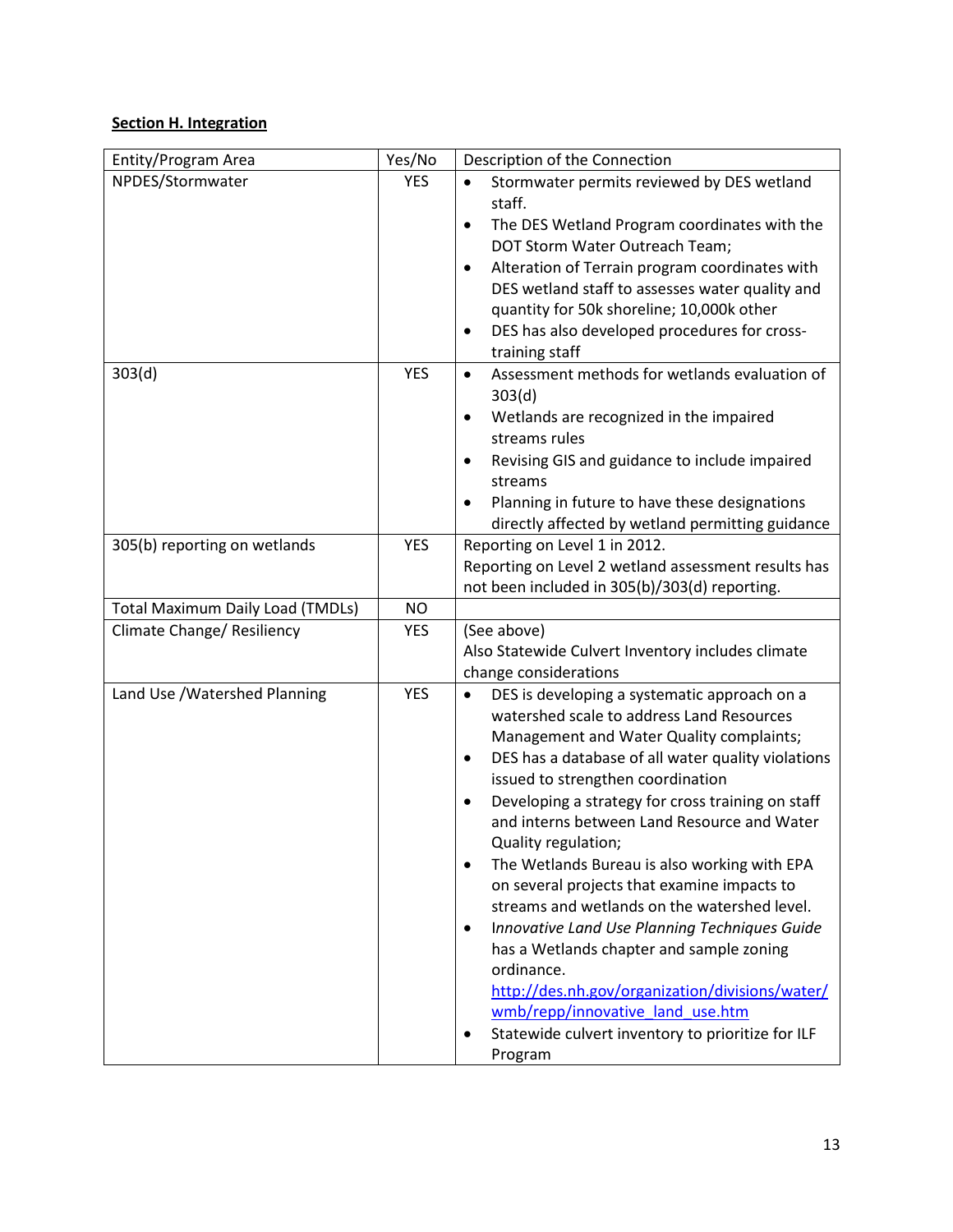**Section H. Integration**

| Entity/Program Area | Yes/No | Description of the Connection |
|---|---|---|
| NPDES/Stormwater | YES | • Stormwater permits reviewed by DES wetland staff.<br>• The DES Wetland Program coordinates with the DOT Storm Water Outreach Team;<br>• Alteration of Terrain program coordinates with DES wetland staff to assesses water quality and quantity for 50k shoreline; 10,000k other<br>• DES has also developed procedures for cross-training staff |
| 303(d) | YES | • Assessment methods for wetlands evaluation of 303(d)<br>• Wetlands are recognized in the impaired streams rules<br>• Revising GIS and guidance to include impaired streams<br>• Planning in future to have these designations directly affected by wetland permitting guidance |
| 305(b) reporting on wetlands | YES | Reporting on Level 1 in 2012.<br>Reporting on Level 2 wetland assessment results has not been included in 305(b)/303(d) reporting. |
| Total Maximum Daily Load (TMDLs) | NO | |
| Climate Change/ Resiliency | YES | (See above)<br>Also Statewide Culvert Inventory includes climate change considerations |
| Land Use /Watershed Planning | YES | • DES is developing a systematic approach on a watershed scale to address Land Resources Management and Water Quality complaints;<br>• DES has a database of all water quality violations issued to strengthen coordination<br>• Developing a strategy for cross training on staff and interns between Land Resource and Water Quality regulation;<br>• The Wetlands Bureau is also working with EPA on several projects that examine impacts to streams and wetlands on the watershed level.<br>• *Innovative Land Use Planning Techniques Guide* has a Wetlands chapter and sample zoning ordinance. http://des.nh.gov/organization/divisions/water/wmb/repp/innovative_land_use.htm<br>• Statewide culvert inventory to prioritize for ILF Program |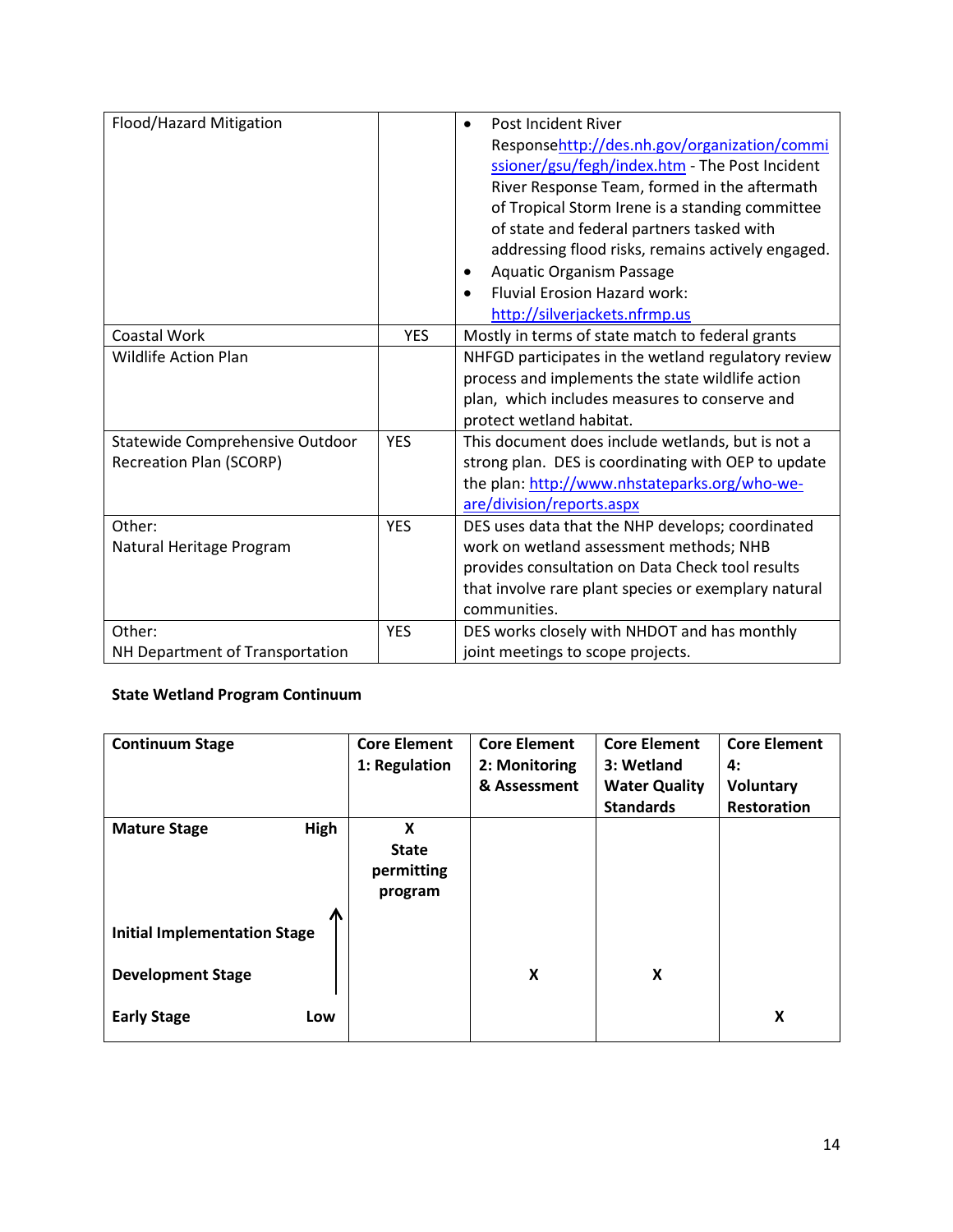| | | |
|---|---|---|
| Flood/Hazard Mitigation | | • Post Incident River Responsehttp://des.nh.gov/organization/commissioner/gsu/fegh/index.htm - The Post Incident River Response Team, formed in the aftermath of Tropical Storm Irene is a standing committee of state and federal partners tasked with addressing flood risks, remains actively engaged.<br>• Aquatic Organism Passage<br>• Fluvial Erosion Hazard work: http://silverjackets.nfrmp.us |
| Coastal Work | YES | Mostly in terms of state match to federal grants |
| Wildlife Action Plan | | NHFGD participates in the wetland regulatory review process and implements the state wildlife action plan, which includes measures to conserve and protect wetland habitat. |
| Statewide Comprehensive Outdoor Recreation Plan (SCORP) | YES | This document does include wetlands, but is not a strong plan. DES is coordinating with OEP to update the plan: http://www.nhstateparks.org/who-we-are/division/reports.aspx |
| Other:<br>Natural Heritage Program | YES | DES uses data that the NHP develops; coordinated work on wetland assessment methods; NHB provides consultation on Data Check tool results that involve rare plant species or exemplary natural communities. |
| Other:<br>NH Department of Transportation | YES | DES works closely with NHDOT and has monthly joint meetings to scope projects. |

**State Wetland Program Continuum**

| Continuum Stage | Core Element 1: Regulation | Core Element 2: Monitoring & Assessment | Core Element 3: Wetland Water Quality Standards | Core Element 4: Voluntary Restoration |
|---|---|---|---|---|
| **Mature Stage** (High) | **X State permitting program** | | | |
| **Initial Implementation Stage** | | | | |
| **Development Stage** | | **X** | **X** | |
| **Early Stage** (Low) | | | | **X** |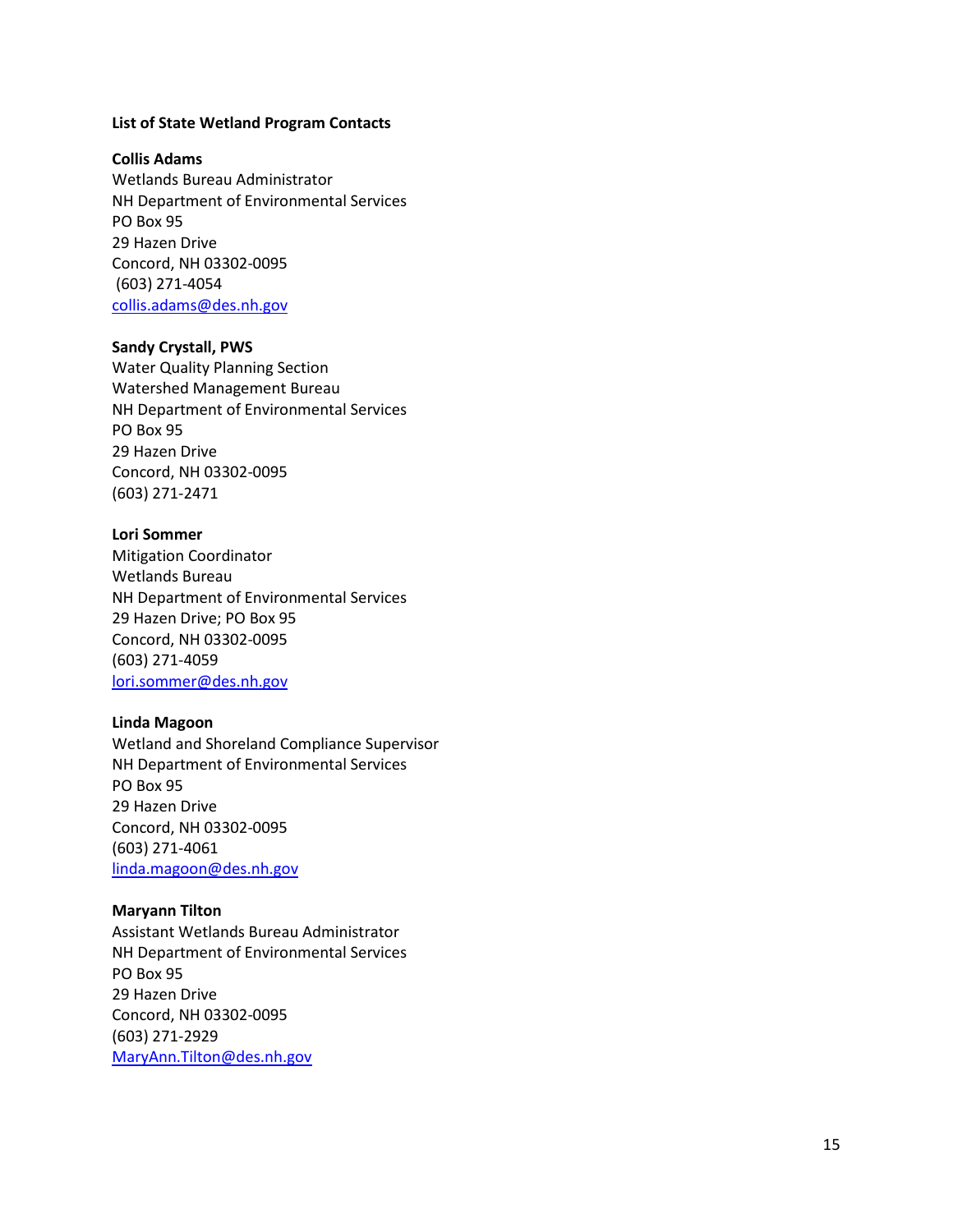**List of State Wetland Program Contacts**

**Collis Adams**
Wetlands Bureau Administrator
NH Department of Environmental Services
PO Box 95
29 Hazen Drive
Concord, NH 03302-0095
(603) 271-4054
collis.adams@des.nh.gov

**Sandy Crystall, PWS**
Water Quality Planning Section
Watershed Management Bureau
NH Department of Environmental Services
PO Box 95
29 Hazen Drive
Concord, NH 03302-0095
(603) 271-2471

**Lori Sommer**
Mitigation Coordinator
Wetlands Bureau
NH Department of Environmental Services
29 Hazen Drive; PO Box 95
Concord, NH 03302-0095
(603) 271-4059
lori.sommer@des.nh.gov

**Linda Magoon**
Wetland and Shoreland Compliance Supervisor
NH Department of Environmental Services
PO Box 95
29 Hazen Drive
Concord, NH 03302-0095
(603) 271-4061
linda.magoon@des.nh.gov

**Maryann Tilton**
Assistant Wetlands Bureau Administrator
NH Department of Environmental Services
PO Box 95
29 Hazen Drive
Concord, NH 03302-0095
(603) 271-2929
MaryAnn.Tilton@des.nh.gov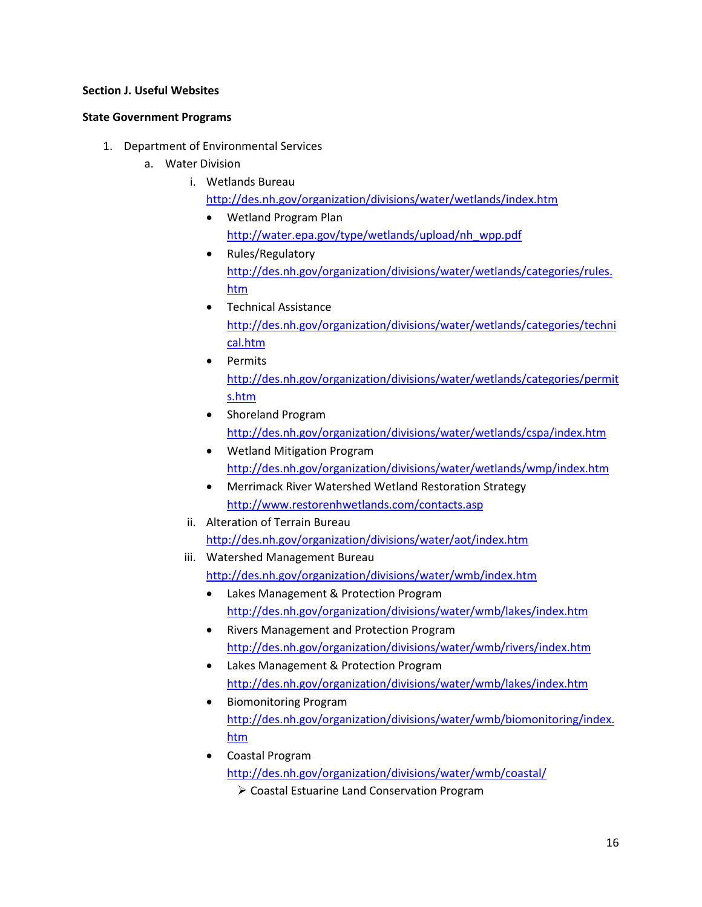**Section J. Useful Websites**

**State Government Programs**

1. Department of Environmental Services
   a. Water Division
      i. Wetlands Bureau
         http://des.nh.gov/organization/divisions/water/wetlands/index.htm
         - Wetland Program Plan
           http://water.epa.gov/type/wetlands/upload/nh_wpp.pdf
         - Rules/Regulatory
           http://des.nh.gov/organization/divisions/water/wetlands/categories/rules.htm
         - Technical Assistance
           http://des.nh.gov/organization/divisions/water/wetlands/categories/technical.htm
         - Permits
           http://des.nh.gov/organization/divisions/water/wetlands/categories/permits.htm
         - Shoreland Program
           http://des.nh.gov/organization/divisions/water/wetlands/cspa/index.htm
         - Wetland Mitigation Program
           http://des.nh.gov/organization/divisions/water/wetlands/wmp/index.htm
         - Merrimack River Watershed Wetland Restoration Strategy
           http://www.restorenhwetlands.com/contacts.asp

      ii. Alteration of Terrain Bureau
         http://des.nh.gov/organization/divisions/water/aot/index.htm

      iii. Watershed Management Bureau
         http://des.nh.gov/organization/divisions/water/wmb/index.htm
         - Lakes Management & Protection Program
           http://des.nh.gov/organization/divisions/water/wmb/lakes/index.htm
         - Rivers Management and Protection Program
           http://des.nh.gov/organization/divisions/water/wmb/rivers/index.htm
         - Lakes Management & Protection Program
           http://des.nh.gov/organization/divisions/water/wmb/lakes/index.htm
         - Biomonitoring Program
           http://des.nh.gov/organization/divisions/water/wmb/biomonitoring/index.htm
         - Coastal Program
           http://des.nh.gov/organization/divisions/water/wmb/coastal/
           - Coastal Estuarine Land Conservation Program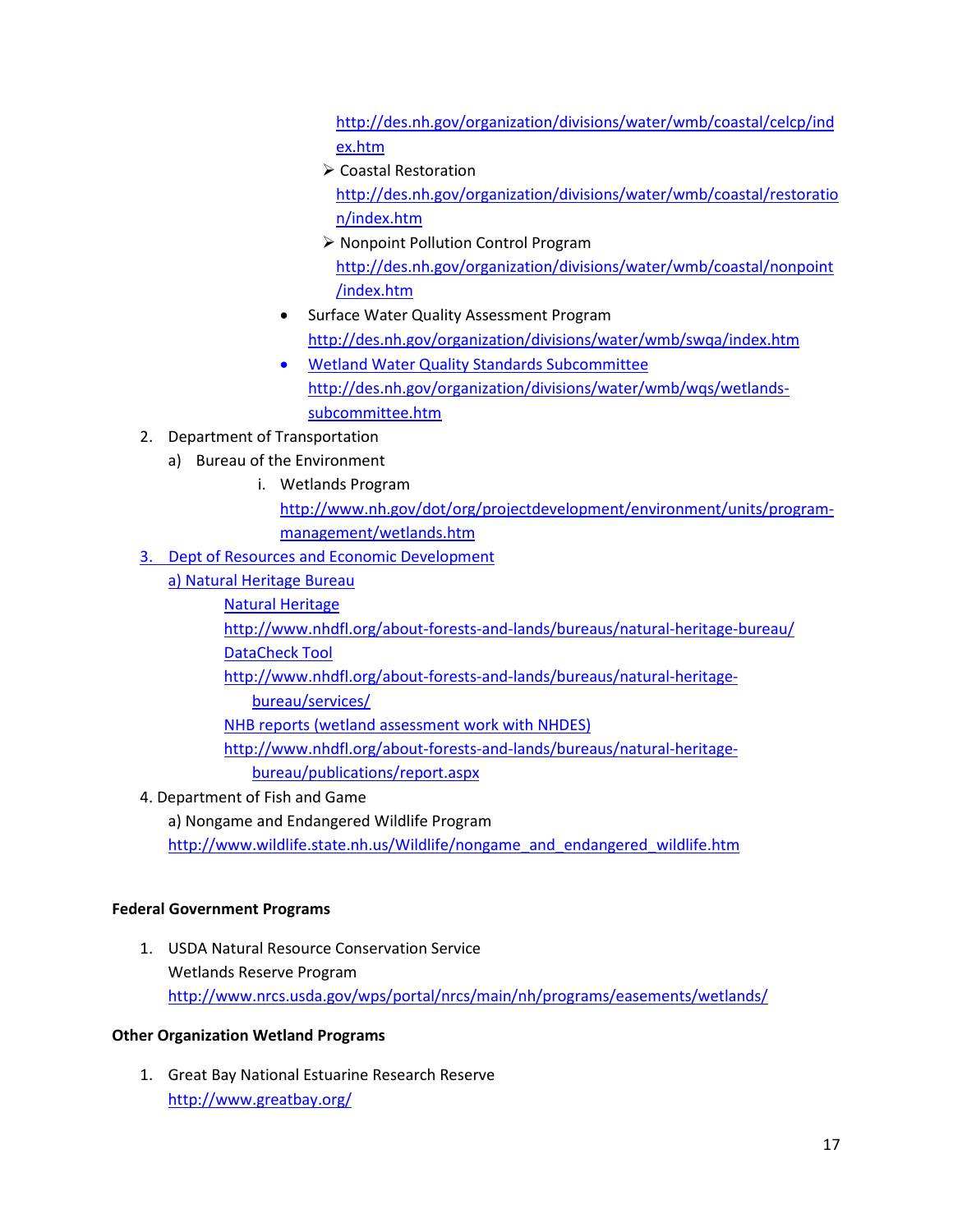http://des.nh.gov/organization/divisions/water/wmb/coastal/celcp/index.htm

- Coastal Restoration
  http://des.nh.gov/organization/divisions/water/wmb/coastal/restoration/index.htm
- Nonpoint Pollution Control Program
  http://des.nh.gov/organization/divisions/water/wmb/coastal/nonpoint/index.htm

- Surface Water Quality Assessment Program
  http://des.nh.gov/organization/divisions/water/wmb/swqa/index.htm
- Wetland Water Quality Standards Subcommittee
  http://des.nh.gov/organization/divisions/water/wmb/wqs/wetlands-subcommittee.htm

2. Department of Transportation
   a) Bureau of the Environment
      i. Wetlands Program
         http://www.nh.gov/dot/org/projectdevelopment/environment/units/program-management/wetlands.htm
3. Dept of Resources and Economic Development
   a) Natural Heritage Bureau
      Natural Heritage
      http://www.nhdfl.org/about-forests-and-lands/bureaus/natural-heritage-bureau/
      DataCheck Tool
      http://www.nhdfl.org/about-forests-and-lands/bureaus/natural-heritage-bureau/services/
      NHB reports (wetland assessment work with NHDES)
      http://www.nhdfl.org/about-forests-and-lands/bureaus/natural-heritage-bureau/publications/report.aspx
4. Department of Fish and Game
   a) Nongame and Endangered Wildlife Program
   http://www.wildlife.state.nh.us/Wildlife/nongame_and_endangered_wildlife.htm

**Federal Government Programs**

1. USDA Natural Resource Conservation Service
   Wetlands Reserve Program
   http://www.nrcs.usda.gov/wps/portal/nrcs/main/nh/programs/easements/wetlands/

**Other Organization Wetland Programs**

1. Great Bay National Estuarine Research Reserve
   http://www.greatbay.org/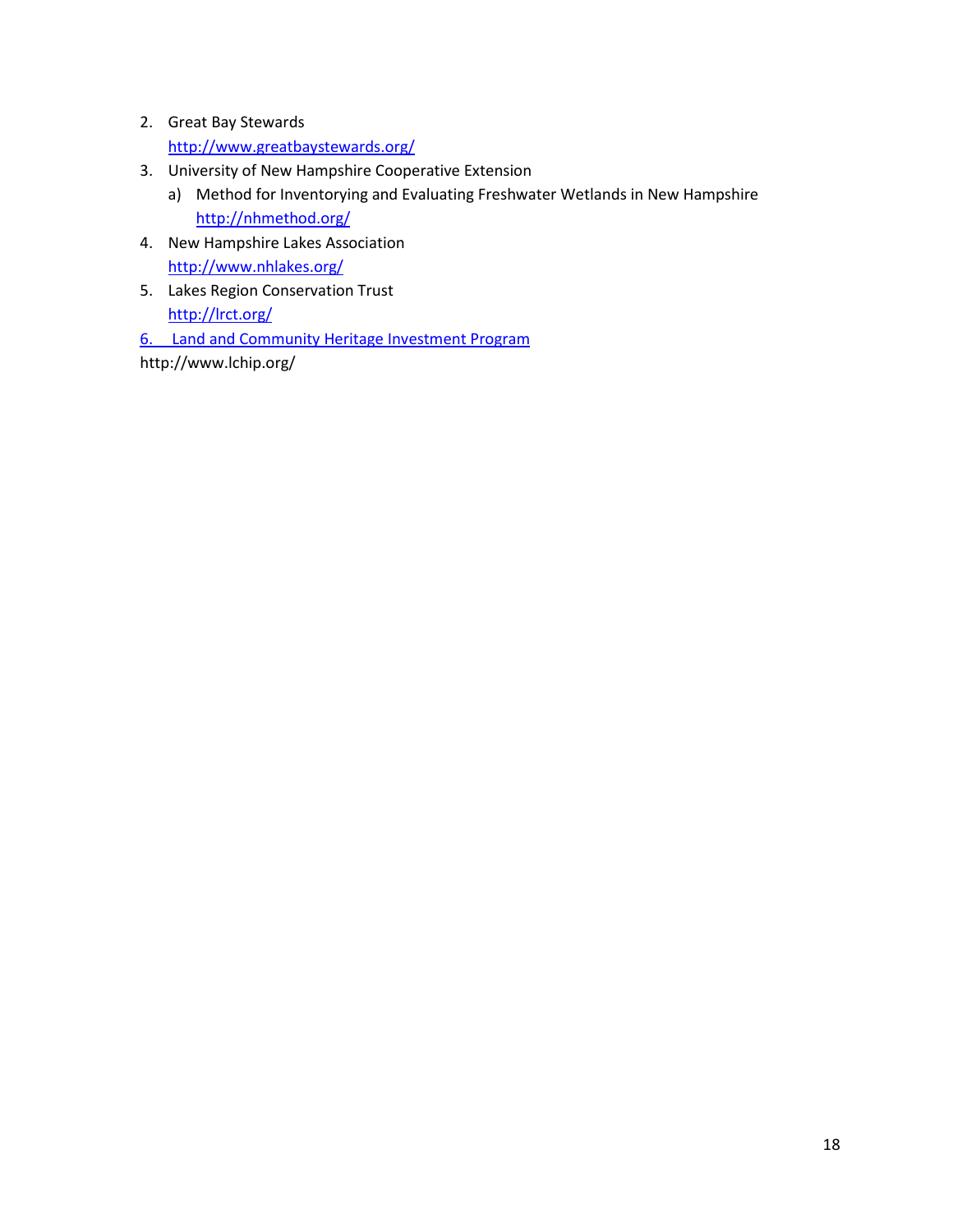2. Great Bay Stewards
   http://www.greatbaystewards.org/
3. University of New Hampshire Cooperative Extension
   a) Method for Inventorying and Evaluating Freshwater Wetlands in New Hampshire
      http://nhmethod.org/
4. New Hampshire Lakes Association
   http://www.nhlakes.org/
5. Lakes Region Conservation Trust
   http://lrct.org/
6. Land and Community Heritage Investment Program
   http://www.lchip.org/